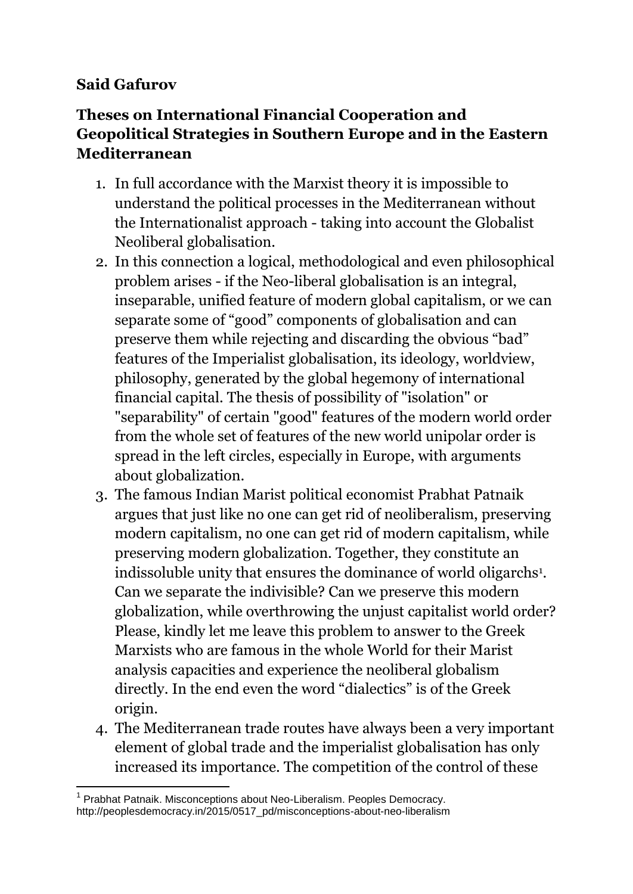**Said Gafurov**

**Theses on International Financial Cooperation and Geopolitical Strategies in Southern Europe and in the Eastern Mediterranean**

1. In full accordance with the Marxist theory it is impossible to understand the political processes in the Mediterranean without the Internationalist approach - taking into account the Globalist Neoliberal globalisation.
2. In this connection a logical, methodological and even philosophical problem arises - if the Neo-liberal globalisation is an integral, inseparable, unified feature of modern global capitalism, or we can separate some of "good" components of globalisation and can preserve them while rejecting and discarding the obvious "bad" features of the Imperialist globalisation, its ideology, worldview, philosophy, generated by the global hegemony of international financial capital. The thesis of possibility of "isolation" or "separability" of certain "good" features of the modern world order from the whole set of features of the new world unipolar order is spread in the left circles, especially in Europe, with arguments about globalization.
3. The famous Indian Marist political economist Prabhat Patnaik argues that just like no one can get rid of neoliberalism, preserving modern capitalism, no one can get rid of modern capitalism, while preserving modern globalization. Together, they constitute an indissoluble unity that ensures the dominance of world oligarchs[1]. Can we separate the indivisible? Can we preserve this modern globalization, while overthrowing the unjust capitalist world order? Please, kindly let me leave this problem to answer to the Greek Marxists who are famous in the whole World for their Marist analysis capacities and experience the neoliberal globalism directly. In the end even the word "dialectics" is of the Greek origin.
4. The Mediterranean trade routes have always been a very important element of global trade and the imperialist globalisation has only increased its importance. The competition of the control of these

[1] Prabhat Patnaik. Misconceptions about Neo-Liberalism. Peoples Democracy. http://peoplesdemocracy.in/2015/0517_pd/misconceptions-about-neo-liberalism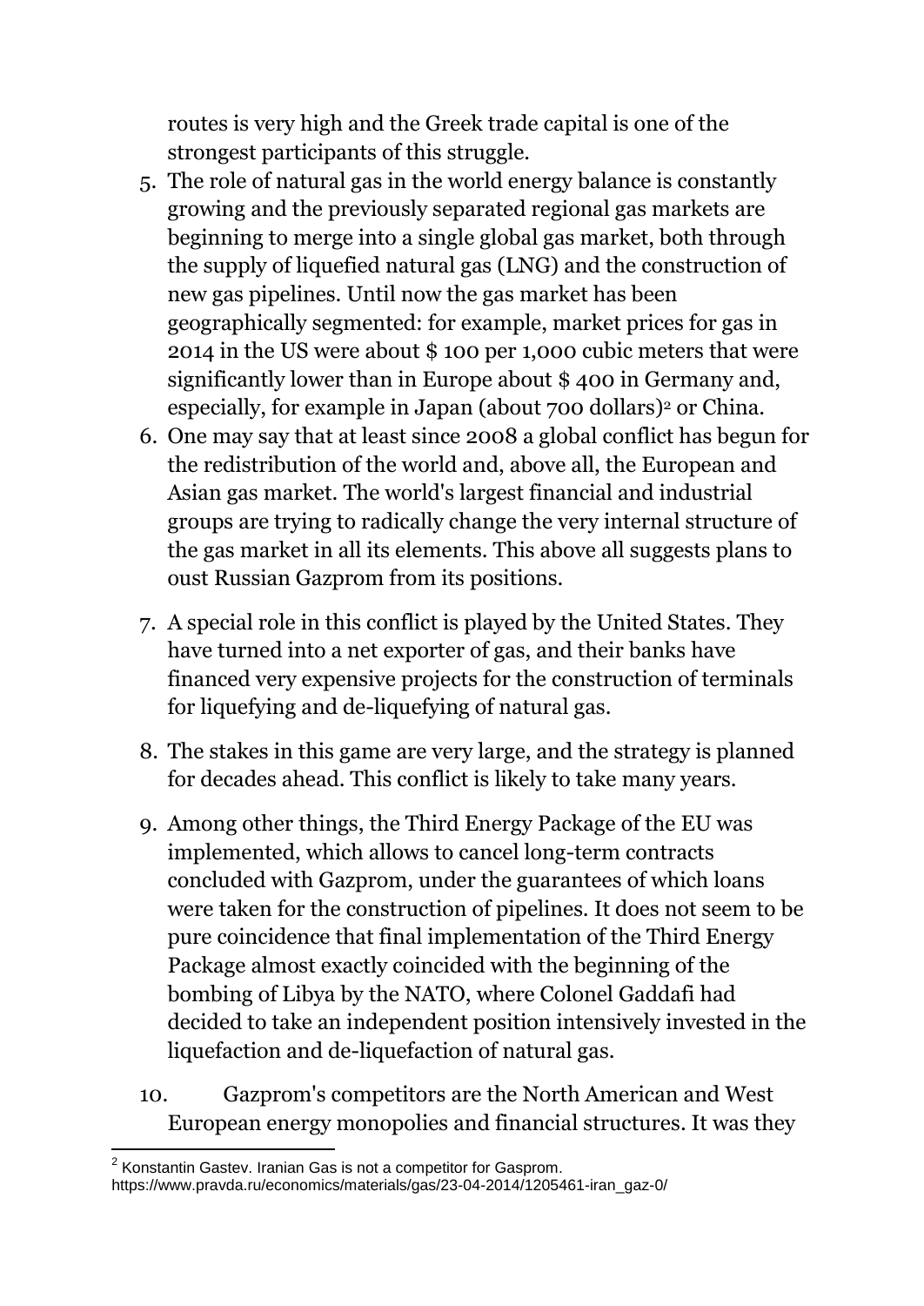routes is very high and the Greek trade capital is one of the strongest participants of this struggle.

5. The role of natural gas in the world energy balance is constantly growing and the previously separated regional gas markets are beginning to merge into a single global gas market, both through the supply of liquefied natural gas (LNG) and the construction of new gas pipelines. Until now the gas market has been geographically segmented: for example, market prices for gas in 2014 in the US were about $ 100 per 1,000 cubic meters that were significantly lower than in Europe about $ 400 in Germany and, especially, for example in Japan (about 700 dollars)[2] or China.
6. One may say that at least since 2008 a global conflict has begun for the redistribution of the world and, above all, the European and Asian gas market. The world's largest financial and industrial groups are trying to radically change the very internal structure of the gas market in all its elements. This above all suggests plans to oust Russian Gazprom from its positions.
7. A special role in this conflict is played by the United States. They have turned into a net exporter of gas, and their banks have financed very expensive projects for the construction of terminals for liquefying and de-liquefying of natural gas.
8. The stakes in this game are very large, and the strategy is planned for decades ahead. This conflict is likely to take many years.
9. Among other things, the Third Energy Package of the EU was implemented, which allows to cancel long-term contracts concluded with Gazprom, under the guarantees of which loans were taken for the construction of pipelines. It does not seem to be pure coincidence that final implementation of the Third Energy Package almost exactly coincided with the beginning of the bombing of Libya by the NATO, where Colonel Gaddafi had decided to take an independent position intensively invested in the liquefaction and de-liquefaction of natural gas.
10. Gazprom's competitors are the North American and West European energy monopolies and financial structures. It was they

[2] Konstantin Gastev. Iranian Gas is not a competitor for Gasprom. https://www.pravda.ru/economics/materials/gas/23-04-2014/1205461-iran_gaz-0/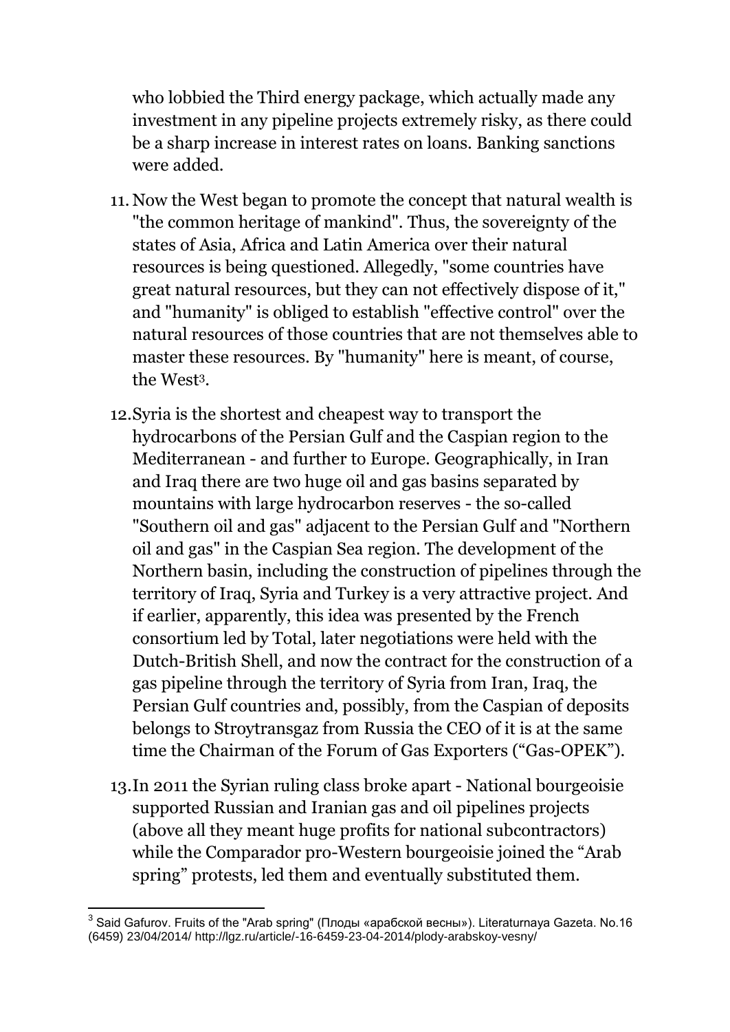who lobbied the Third energy package, which actually made any investment in any pipeline projects extremely risky, as there could be a sharp increase in interest rates on loans. Banking sanctions were added.

11. Now the West began to promote the concept that natural wealth is "the common heritage of mankind". Thus, the sovereignty of the states of Asia, Africa and Latin America over their natural resources is being questioned. Allegedly, "some countries have great natural resources, but they can not effectively dispose of it," and "humanity" is obliged to establish "effective control" over the natural resources of those countries that are not themselves able to master these resources. By "humanity" here is meant, of course, the West[3].

12. Syria is the shortest and cheapest way to transport the hydrocarbons of the Persian Gulf and the Caspian region to the Mediterranean - and further to Europe. Geographically, in Iran and Iraq there are two huge oil and gas basins separated by mountains with large hydrocarbon reserves - the so-called "Southern oil and gas" adjacent to the Persian Gulf and "Northern oil and gas" in the Caspian Sea region. The development of the Northern basin, including the construction of pipelines through the territory of Iraq, Syria and Turkey is a very attractive project. And if earlier, apparently, this idea was presented by the French consortium led by Total, later negotiations were held with the Dutch-British Shell, and now the contract for the construction of a gas pipeline through the territory of Syria from Iran, Iraq, the Persian Gulf countries and, possibly, from the Caspian of deposits belongs to Stroytransgaz from Russia the CEO of it is at the same time the Chairman of the Forum of Gas Exporters ("Gas-OPEK").

13. In 2011 the Syrian ruling class broke apart - National bourgeoisie supported Russian and Iranian gas and oil pipelines projects (above all they meant huge profits for national subcontractors) while the Comparador pro-Western bourgeoisie joined the "Arab spring" protests, led them and eventually substituted them.

[3] Said Gafurov. Fruits of the "Arab spring" (Плоды «арабской весны»). Literaturnaya Gazeta. No.16 (6459) 23/04/2014/ http://lgz.ru/article/-16-6459-23-04-2014/plody-arabskoy-vesny/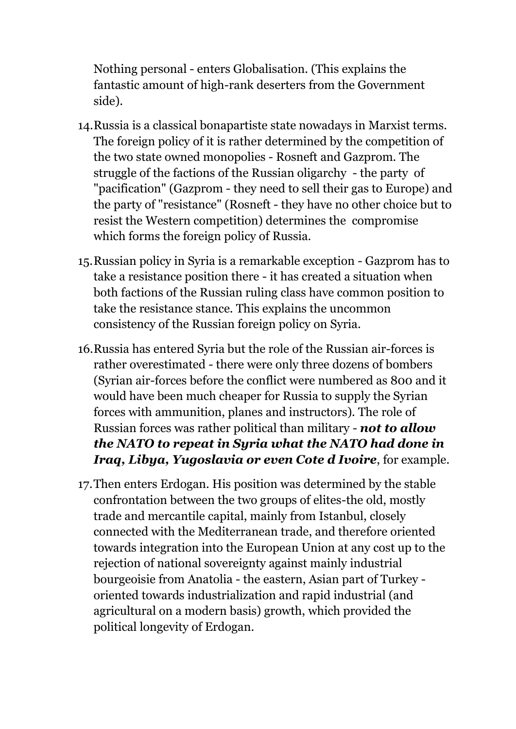Nothing personal - enters Globalisation. (This explains the fantastic amount of high-rank deserters from the Government side).

14. Russia is a classical bonapartiste state nowadays in Marxist terms. The foreign policy of it is rather determined by the competition of the two state owned monopolies - Rosneft and Gazprom. The struggle of the factions of the Russian oligarchy - the party of "pacification" (Gazprom - they need to sell their gas to Europe) and the party of "resistance" (Rosneft - they have no other choice but to resist the Western competition) determines the compromise which forms the foreign policy of Russia.

15. Russian policy in Syria is a remarkable exception - Gazprom has to take a resistance position there - it has created a situation when both factions of the Russian ruling class have common position to take the resistance stance. This explains the uncommon consistency of the Russian foreign policy on Syria.

16. Russia has entered Syria but the role of the Russian air-forces is rather overestimated - there were only three dozens of bombers (Syrian air-forces before the conflict were numbered as 800 and it would have been much cheaper for Russia to supply the Syrian forces with ammunition, planes and instructors). The role of Russian forces was rather political than military - ***not to allow the NATO to repeat in Syria what the NATO had done in Iraq, Libya, Yugoslavia or even Cote d Ivoire***, for example.

17. Then enters Erdogan. His position was determined by the stable confrontation between the two groups of elites-the old, mostly trade and mercantile capital, mainly from Istanbul, closely connected with the Mediterranean trade, and therefore oriented towards integration into the European Union at any cost up to the rejection of national sovereignty against mainly industrial bourgeoisie from Anatolia - the eastern, Asian part of Turkey - oriented towards industrialization and rapid industrial (and agricultural on a modern basis) growth, which provided the political longevity of Erdogan.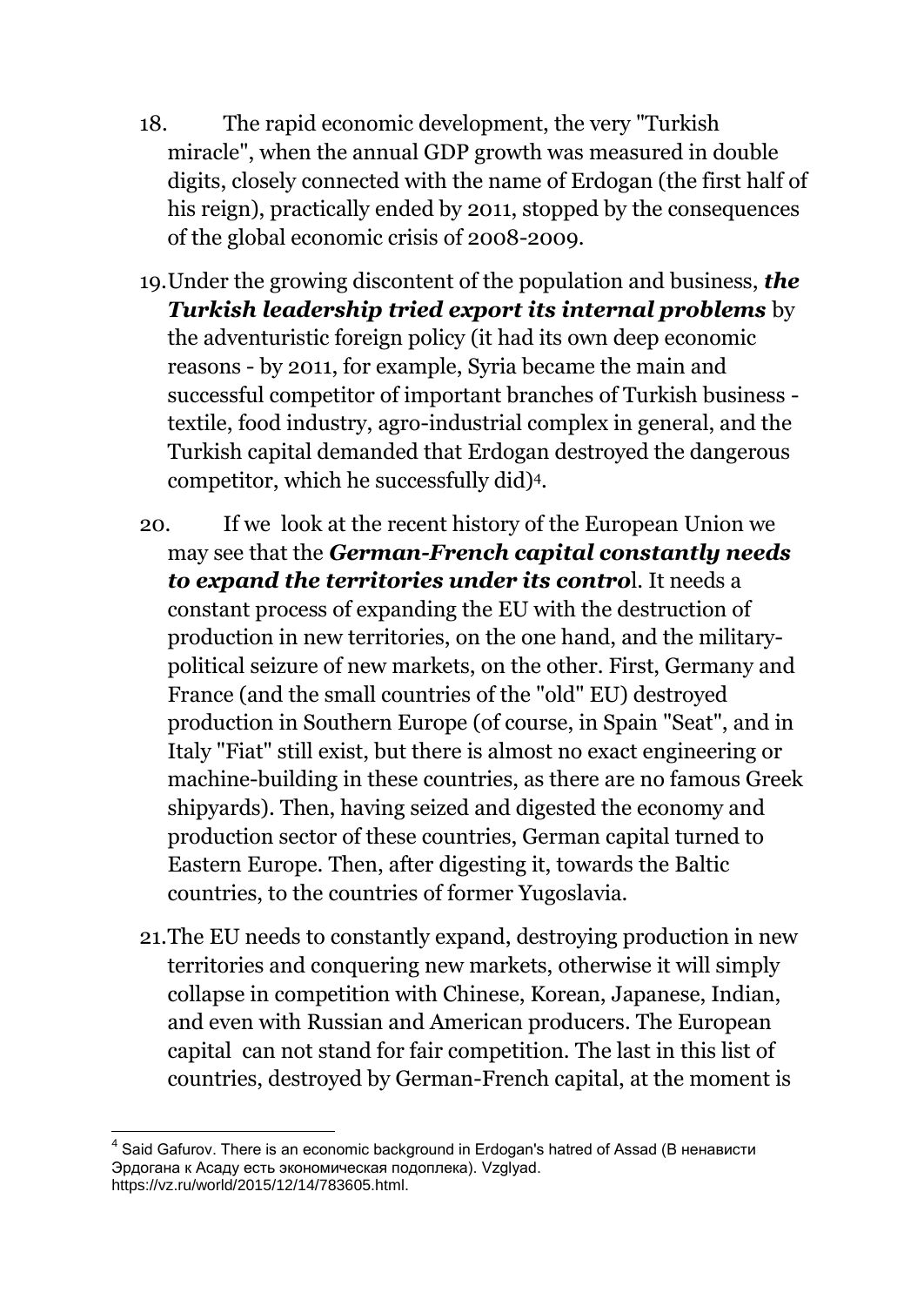18. The rapid economic development, the very "Turkish miracle", when the annual GDP growth was measured in double digits, closely connected with the name of Erdogan (the first half of his reign), practically ended by 2011, stopped by the consequences of the global economic crisis of 2008-2009.

19. Under the growing discontent of the population and business, ***the Turkish leadership tried export its internal problems*** by the adventuristic foreign policy (it had its own deep economic reasons - by 2011, for example, Syria became the main and successful competitor of important branches of Turkish business - textile, food industry, agro-industrial complex in general, and the Turkish capital demanded that Erdogan destroyed the dangerous competitor, which he successfully did)[4].

20. If we look at the recent history of the European Union we may see that the ***German-French capital constantly needs to expand the territories under its contro***l. It needs a constant process of expanding the EU with the destruction of production in new territories, on the one hand, and the military-political seizure of new markets, on the other. First, Germany and France (and the small countries of the "old" EU) destroyed production in Southern Europe (of course, in Spain "Seat", and in Italy "Fiat" still exist, but there is almost no exact engineering or machine-building in these countries, as there are no famous Greek shipyards). Then, having seized and digested the economy and production sector of these countries, German capital turned to Eastern Europe. Then, after digesting it, towards the Baltic countries, to the countries of former Yugoslavia.

21. The EU needs to constantly expand, destroying production in new territories and conquering new markets, otherwise it will simply collapse in competition with Chinese, Korean, Japanese, Indian, and even with Russian and American producers. The European capital can not stand for fair competition. The last in this list of countries, destroyed by German-French capital, at the moment is

---

[4] Said Gafurov. There is an economic background in Erdogan's hatred of Assad (В ненависти Эрдогана к Асаду есть экономическая подоплека). Vzglyad. https://vz.ru/world/2015/12/14/783605.html.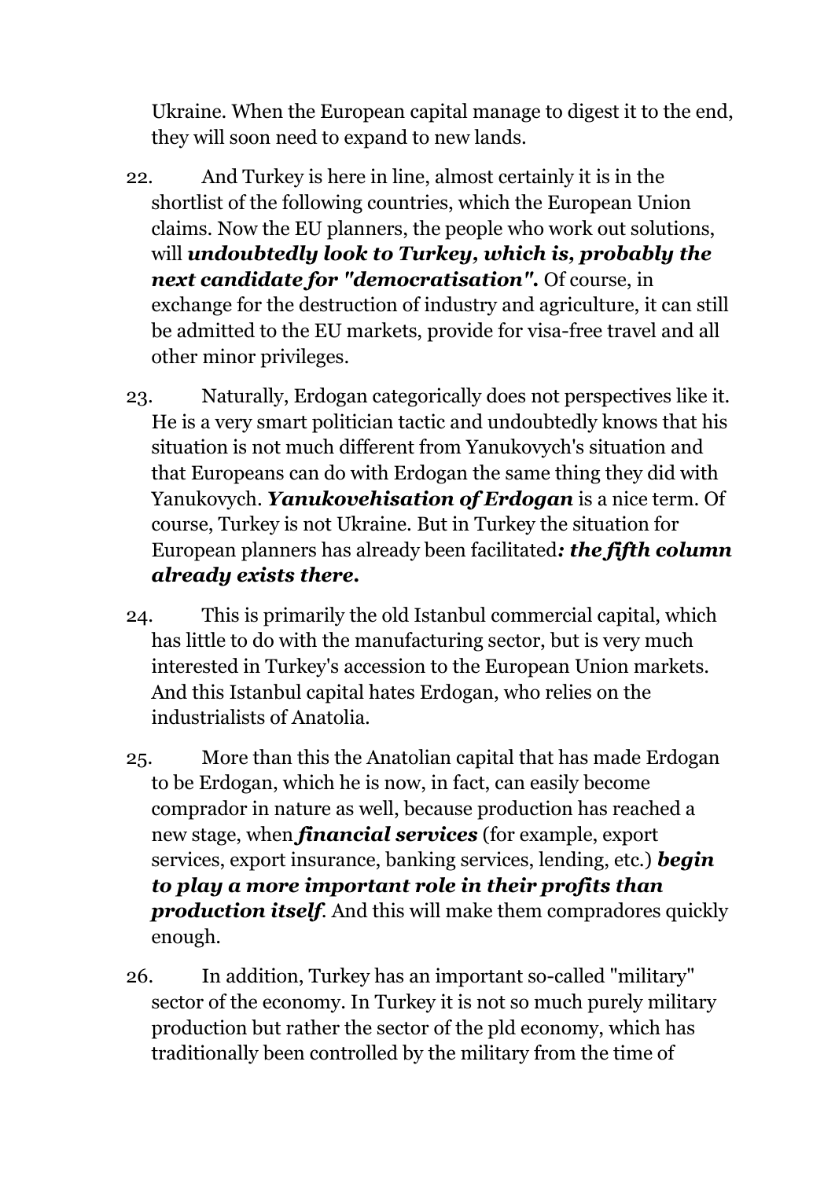Ukraine. When the European capital manage to digest it to the end, they will soon need to expand to new lands.

22. And Turkey is here in line, almost certainly it is in the shortlist of the following countries, which the European Union claims. Now the EU planners, the people who work out solutions, will ***undoubtedly look to Turkey, which is, probably the next candidate for "democratisation".*** Of course, in exchange for the destruction of industry and agriculture, it can still be admitted to the EU markets, provide for visa-free travel and all other minor privileges.

23. Naturally, Erdogan categorically does not perspectives like it. He is a very smart politician tactic and undoubtedly knows that his situation is not much different from Yanukovych's situation and that Europeans can do with Erdogan the same thing they did with Yanukovych. ***Yanukovehisation of Erdogan*** is a nice term. Of course, Turkey is not Ukraine. But in Turkey the situation for European planners has already been facilitated***: the fifth column already exists there.***

24. This is primarily the old Istanbul commercial capital, which has little to do with the manufacturing sector, but is very much interested in Turkey's accession to the European Union markets. And this Istanbul capital hates Erdogan, who relies on the industrialists of Anatolia.

25. More than this the Anatolian capital that has made Erdogan to be Erdogan, which he is now, in fact, can easily become comprador in nature as well, because production has reached a new stage, when ***financial services*** (for example, export services, export insurance, banking services, lending, etc.) ***begin to play a more important role in their profits than production itself***. And this will make them compradores quickly enough.

26. In addition, Turkey has an important so-called "military" sector of the economy. In Turkey it is not so much purely military production but rather the sector of the pld economy, which has traditionally been controlled by the military from the time of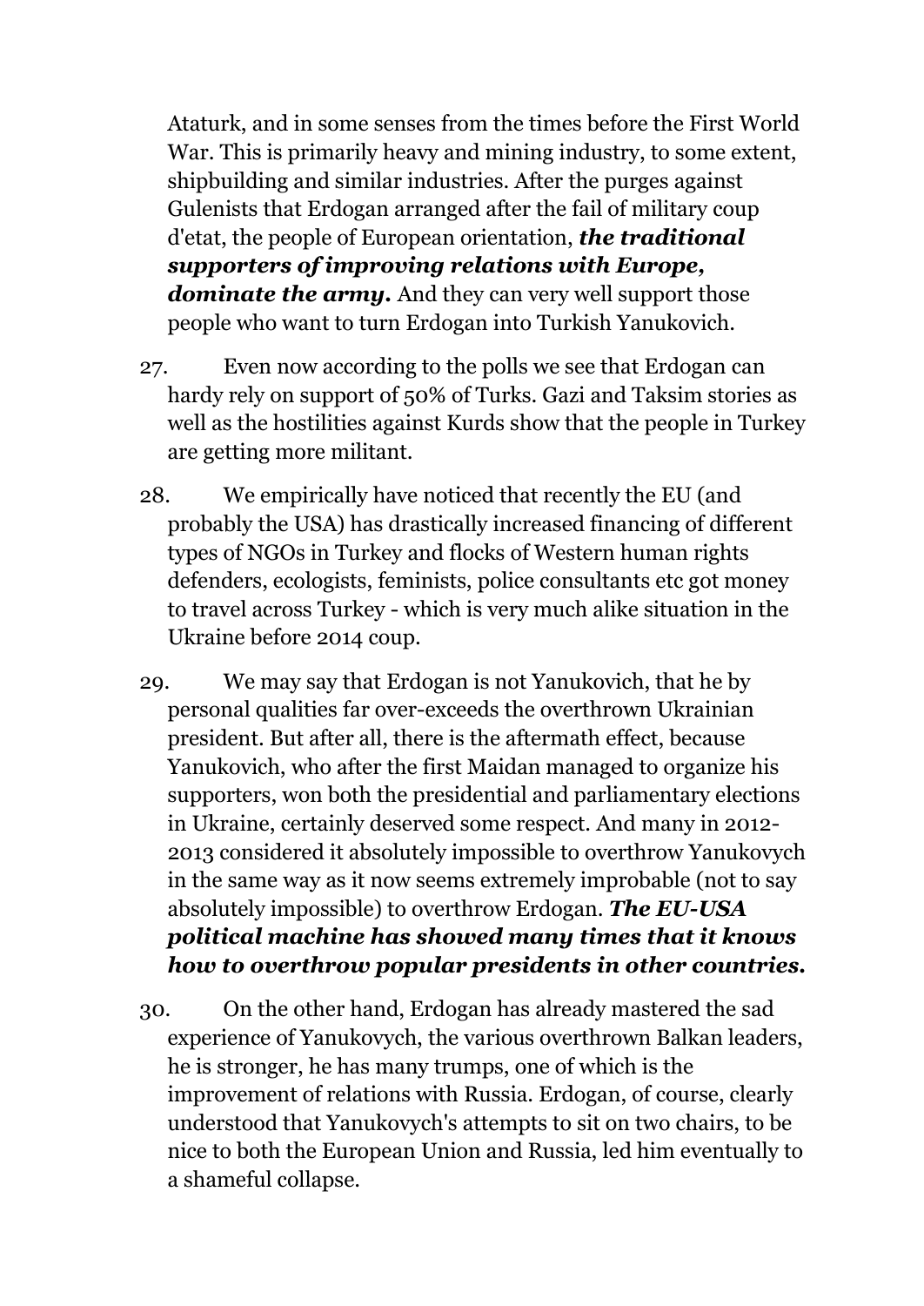Ataturk, and in some senses from the times before the First World War. This is primarily heavy and mining industry, to some extent, shipbuilding and similar industries. After the purges against Gulenists that Erdogan arranged after the fail of military coup d'etat, the people of European orientation, ***the traditional supporters of improving relations with Europe, dominate the army.*** And they can very well support those people who want to turn Erdogan into Turkish Yanukovich.

27. Even now according to the polls we see that Erdogan can hardy rely on support of 50% of Turks. Gazi and Taksim stories as well as the hostilities against Kurds show that the people in Turkey are getting more militant.

28. We empirically have noticed that recently the EU (and probably the USA) has drastically increased financing of different types of NGOs in Turkey and flocks of Western human rights defenders, ecologists, feminists, police consultants etc got money to travel across Turkey - which is very much alike situation in the Ukraine before 2014 coup.

29. We may say that Erdogan is not Yanukovich, that he by personal qualities far over-exceeds the overthrown Ukrainian president. But after all, there is the aftermath effect, because Yanukovich, who after the first Maidan managed to organize his supporters, won both the presidential and parliamentary elections in Ukraine, certainly deserved some respect. And many in 2012-2013 considered it absolutely impossible to overthrow Yanukovych in the same way as it now seems extremely improbable (not to say absolutely impossible) to overthrow Erdogan. ***The EU-USA political machine has showed many times that it knows how to overthrow popular presidents in other countries.***

30. On the other hand, Erdogan has already mastered the sad experience of Yanukovych, the various overthrown Balkan leaders, he is stronger, he has many trumps, one of which is the improvement of relations with Russia. Erdogan, of course, clearly understood that Yanukovych's attempts to sit on two chairs, to be nice to both the European Union and Russia, led him eventually to a shameful collapse.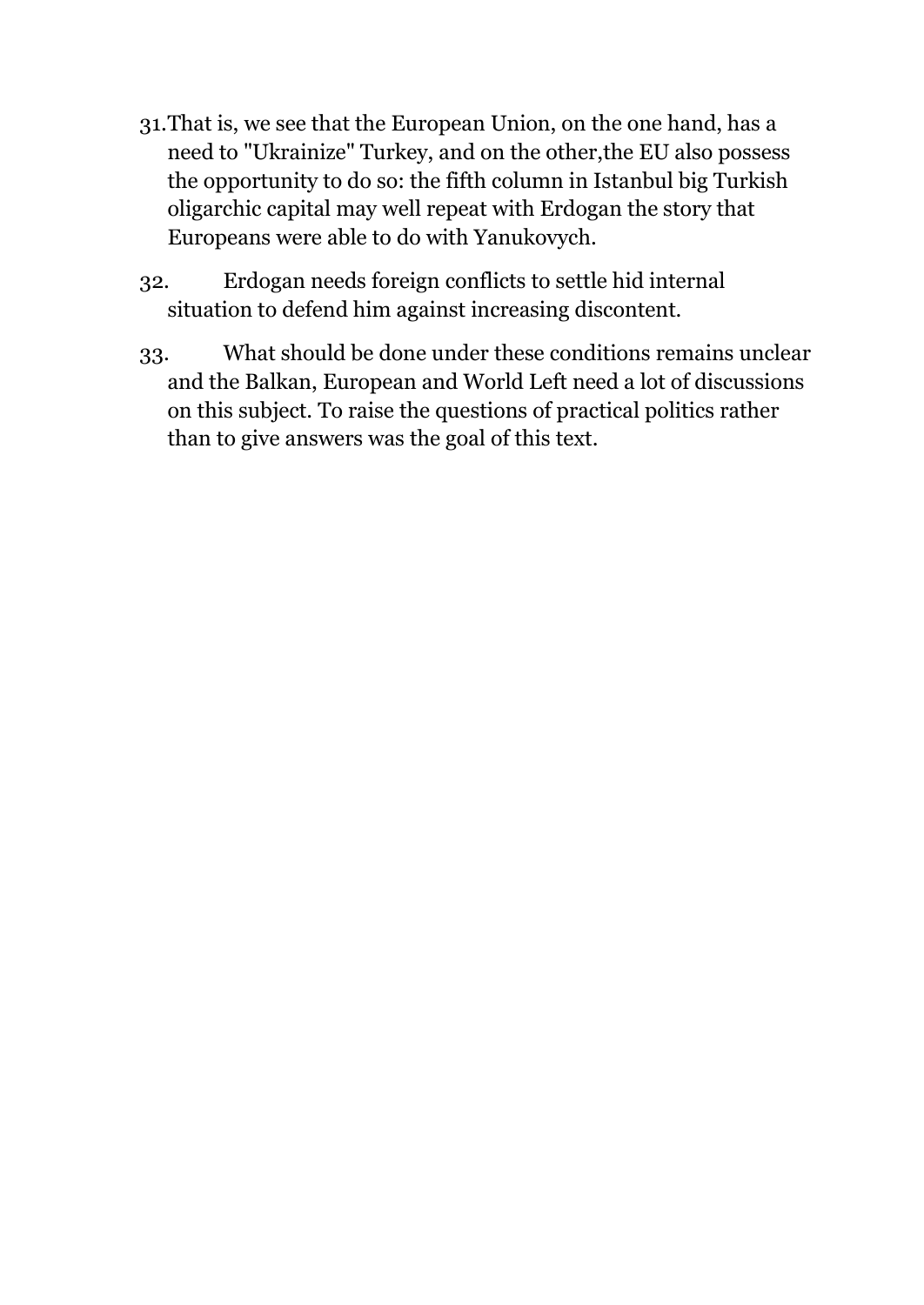31. That is, we see that the European Union, on the one hand, has a need to "Ukrainize" Turkey, and on the other,the EU also possess the opportunity to do so: the fifth column in Istanbul big Turkish oligarchic capital may well repeat with Erdogan the story that Europeans were able to do with Yanukovych.

32. Erdogan needs foreign conflicts to settle hid internal situation to defend him against increasing discontent.

33. What should be done under these conditions remains unclear and the Balkan, European and World Left need a lot of discussions on this subject. To raise the questions of practical politics rather than to give answers was the goal of this text.